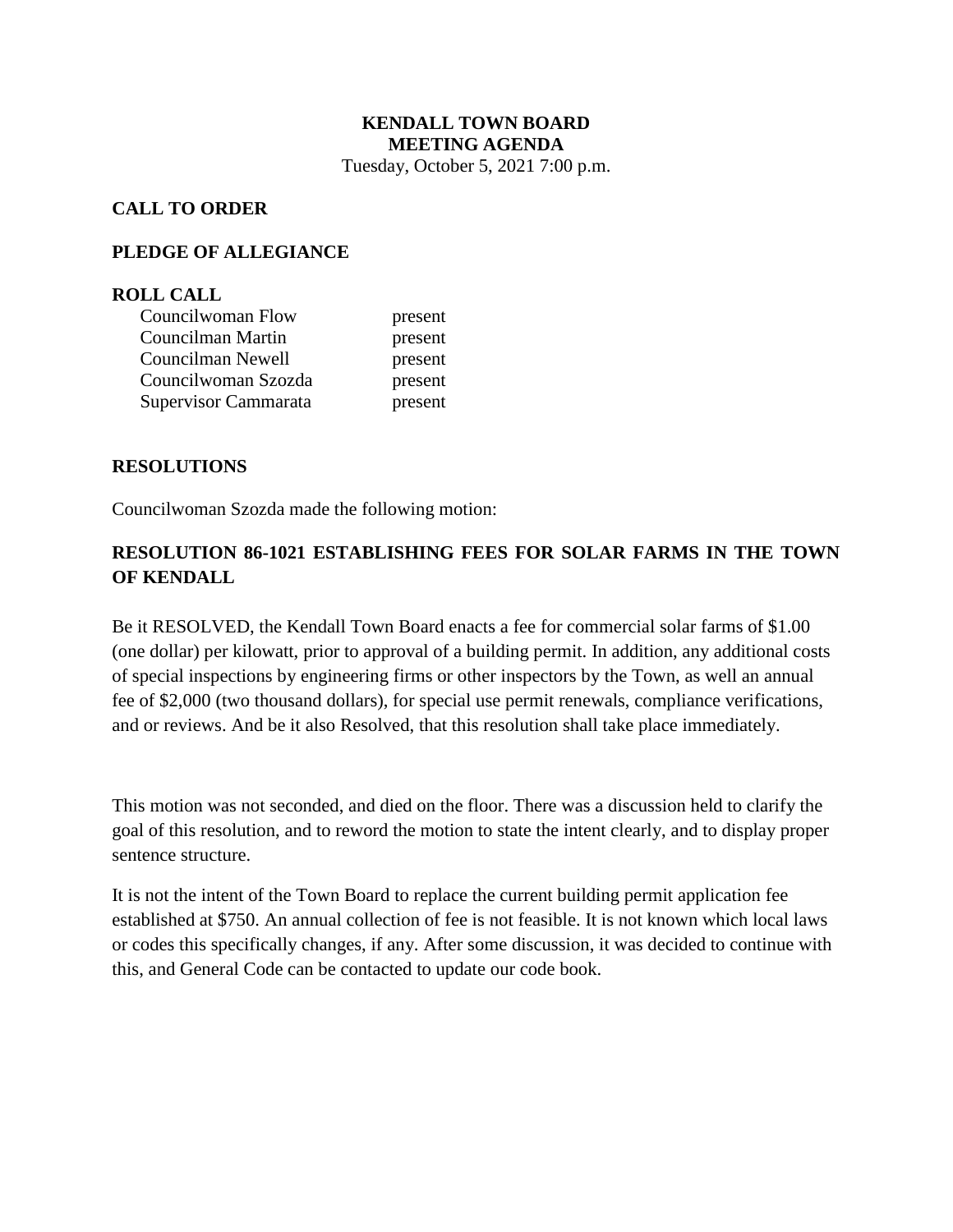# KENDALL TOWN BOARD
# MEETING AGENDA

Tuesday, October 5, 2021 7:00 p.m.

## CALL TO ORDER

## PLEDGE OF ALLEGIANCE

## ROLL CALL

| | |
|---|---|
| Councilwoman Flow | present |
| Councilman Martin | present |
| Councilman Newell | present |
| Councilwoman Szozda | present |
| Supervisor Cammarata | present |

## RESOLUTIONS

Councilwoman Szozda made the following motion:

### RESOLUTION 86-1021 ESTABLISHING FEES FOR SOLAR FARMS IN THE TOWN OF KENDALL

Be it RESOLVED, the Kendall Town Board enacts a fee for commercial solar farms of $1.00 (one dollar) per kilowatt, prior to approval of a building permit. In addition, any additional costs of special inspections by engineering firms or other inspectors by the Town, as well an annual fee of $2,000 (two thousand dollars), for special use permit renewals, compliance verifications, and or reviews. And be it also Resolved, that this resolution shall take place immediately.

This motion was not seconded, and died on the floor. There was a discussion held to clarify the goal of this resolution, and to reword the motion to state the intent clearly, and to display proper sentence structure.

It is not the intent of the Town Board to replace the current building permit application fee established at $750. An annual collection of fee is not feasible. It is not known which local laws or codes this specifically changes, if any. After some discussion, it was decided to continue with this, and General Code can be contacted to update our code book.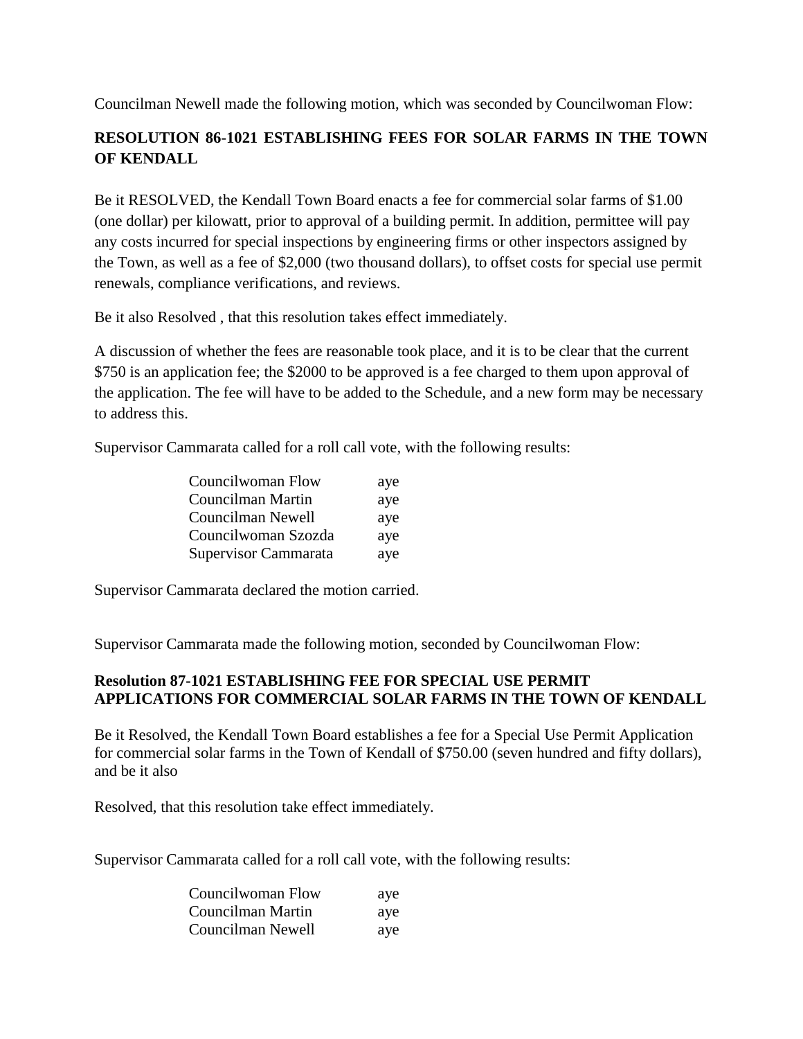Councilman Newell made the following motion, which was seconded by Councilwoman Flow:

**RESOLUTION 86-1021 ESTABLISHING FEES FOR SOLAR FARMS IN THE TOWN OF KENDALL**

Be it RESOLVED, the Kendall Town Board enacts a fee for commercial solar farms of $1.00 (one dollar) per kilowatt, prior to approval of a building permit. In addition, permittee will pay any costs incurred for special inspections by engineering firms or other inspectors assigned by the Town, as well as a fee of $2,000 (two thousand dollars), to offset costs for special use permit renewals, compliance verifications, and reviews.

Be it also Resolved , that this resolution takes effect immediately.

A discussion of whether the fees are reasonable took place, and it is to be clear that the current $750 is an application fee; the $2000 to be approved is a fee charged to them upon approval of the application. The fee will have to be added to the Schedule, and a new form may be necessary to address this.

Supervisor Cammarata called for a roll call vote, with the following results:

| | |
|---|---|
| Councilwoman Flow | aye |
| Councilman Martin | aye |
| Councilman Newell | aye |
| Councilwoman Szozda | aye |
| Supervisor Cammarata | aye |

Supervisor Cammarata declared the motion carried.

Supervisor Cammarata made the following motion, seconded by Councilwoman Flow:

**Resolution 87-1021 ESTABLISHING FEE FOR SPECIAL USE PERMIT APPLICATIONS FOR COMMERCIAL SOLAR FARMS IN THE TOWN OF KENDALL**

Be it Resolved, the Kendall Town Board establishes a fee for a Special Use Permit Application for commercial solar farms in the Town of Kendall of $750.00 (seven hundred and fifty dollars), and be it also

Resolved, that this resolution take effect immediately.

Supervisor Cammarata called for a roll call vote, with the following results:

| | |
|---|---|
| Councilwoman Flow | aye |
| Councilman Martin | aye |
| Councilman Newell | aye |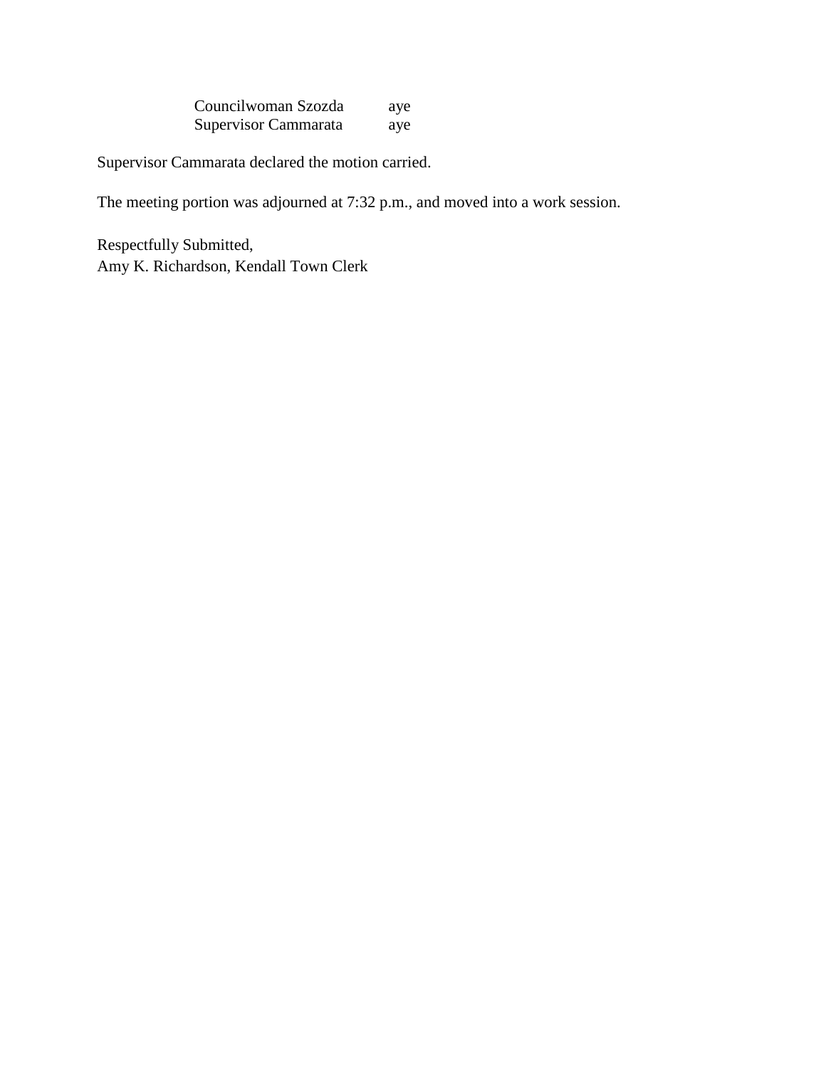| | |
|---|---|
| Councilwoman Szozda | aye |
| Supervisor Cammarata | aye |

Supervisor Cammarata declared the motion carried.

The meeting portion was adjourned at 7:32 p.m., and moved into a work session.

Respectfully Submitted,
Amy K. Richardson, Kendall Town Clerk